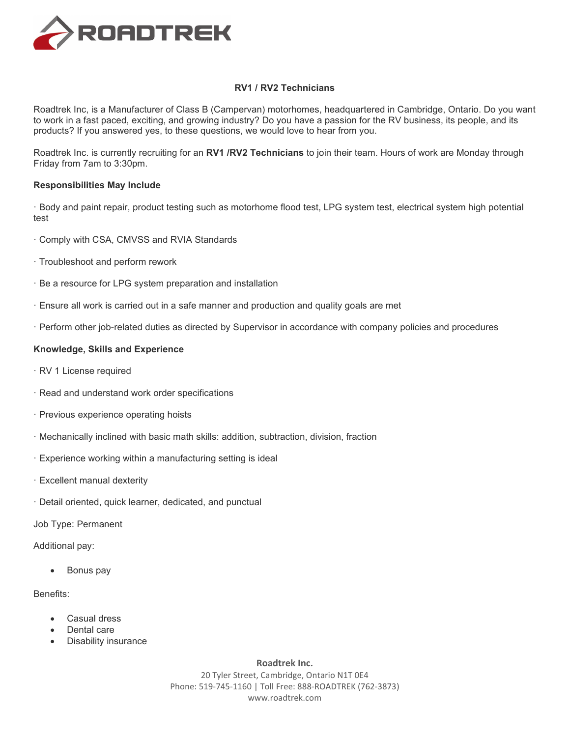# RV1 / RV2 Technicians

Roadtrek Inc, is a Manufacturer of Class B (Campervan) motorhomes, headquartered in Cambridge, Ontario. Do you want to work in a fast paced, exciting, and growing industry? Do you have a passion for the RV business, its people, and its products? If you answered yes, to these questions, we would love to hear from you.

Roadtrek Inc. is currently recruiting for an **RV1 /RV2 Technicians** to join their team. Hours of work are Monday through Friday from 7am to 3:30pm.

**Responsibilities May Include**

· Body and paint repair, product testing such as motorhome flood test, LPG system test, electrical system high potential test

· Comply with CSA, CMVSS and RVIA Standards

· Troubleshoot and perform rework

· Be a resource for LPG system preparation and installation

· Ensure all work is carried out in a safe manner and production and quality goals are met

· Perform other job-related duties as directed by Supervisor in accordance with company policies and procedures

**Knowledge, Skills and Experience**

· RV 1 License required

· Read and understand work order specifications

· Previous experience operating hoists

· Mechanically inclined with basic math skills: addition, subtraction, division, fraction

· Experience working within a manufacturing setting is ideal

· Excellent manual dexterity

· Detail oriented, quick learner, dedicated, and punctual

Job Type: Permanent

Additional pay:

- Bonus pay

Benefits:

- Casual dress
- Dental care
- Disability insurance

**Roadtrek Inc.**
20 Tyler Street, Cambridge, Ontario N1T 0E4
Phone: 519-745-1160 | Toll Free: 888-ROADTREK (762-3873)
www.roadtrek.com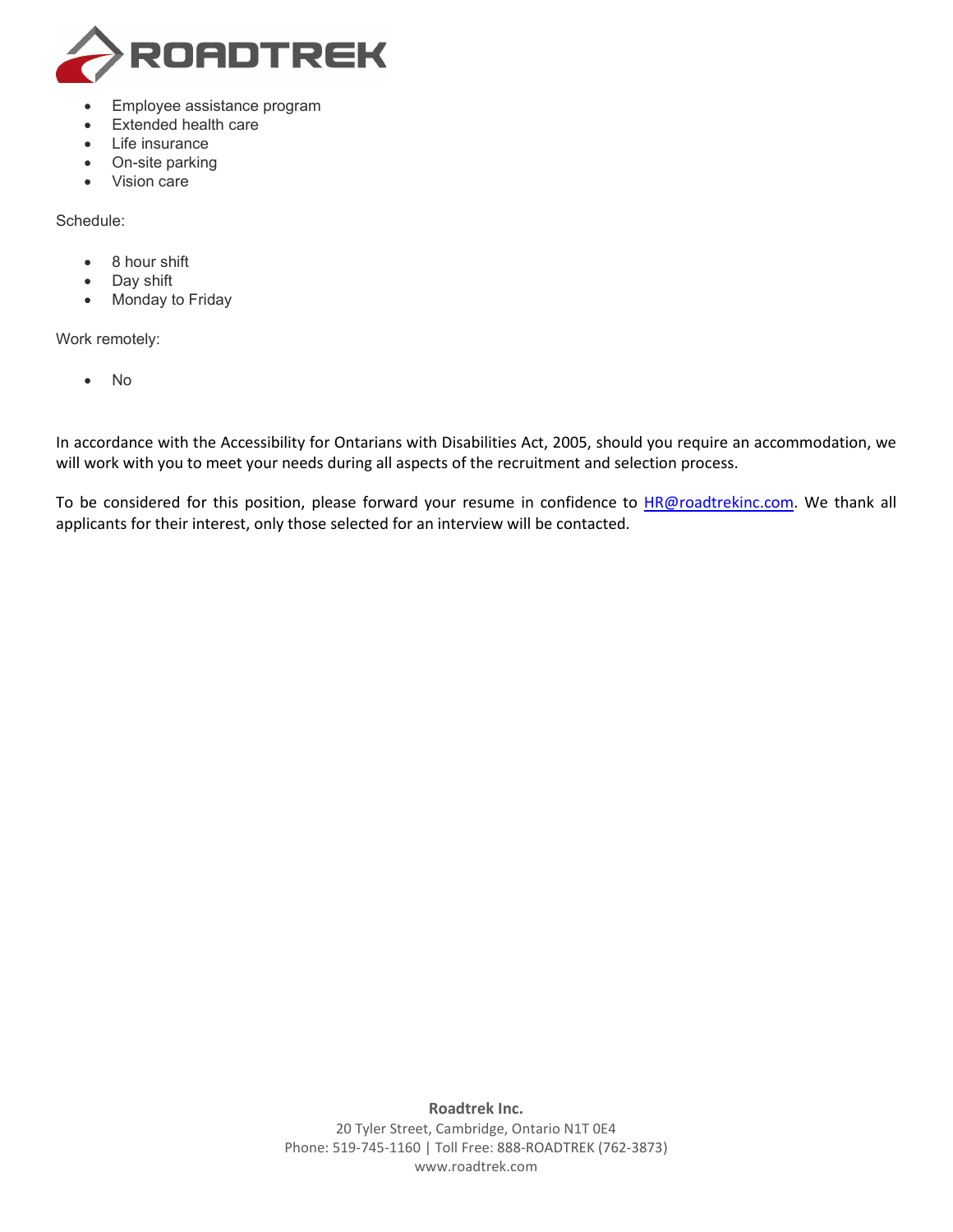- Employee assistance program
- Extended health care
- Life insurance
- On-site parking
- Vision care

Schedule:

- 8 hour shift
- Day shift
- Monday to Friday

Work remotely:

- No

In accordance with the Accessibility for Ontarians with Disabilities Act, 2005, should you require an accommodation, we will work with you to meet your needs during all aspects of the recruitment and selection process.

To be considered for this position, please forward your resume in confidence to HR@roadtrekinc.com. We thank all applicants for their interest, only those selected for an interview will be contacted.